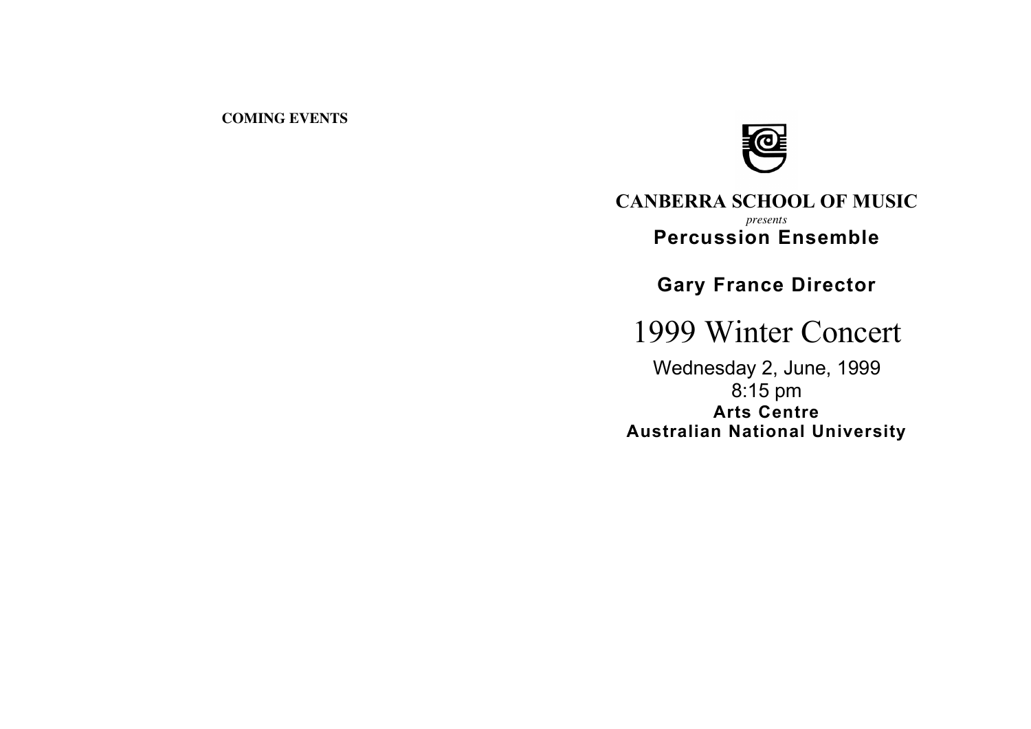**COMING EVENTS**

# CANBERRA SCHOOL OF MUSIC

*presents*

## Percussion Ensemble

**Gary France Director**

# 1999 Winter Concert

Wednesday 2, June, 1999

8:15 pm

**Arts Centre**

**Australian National University**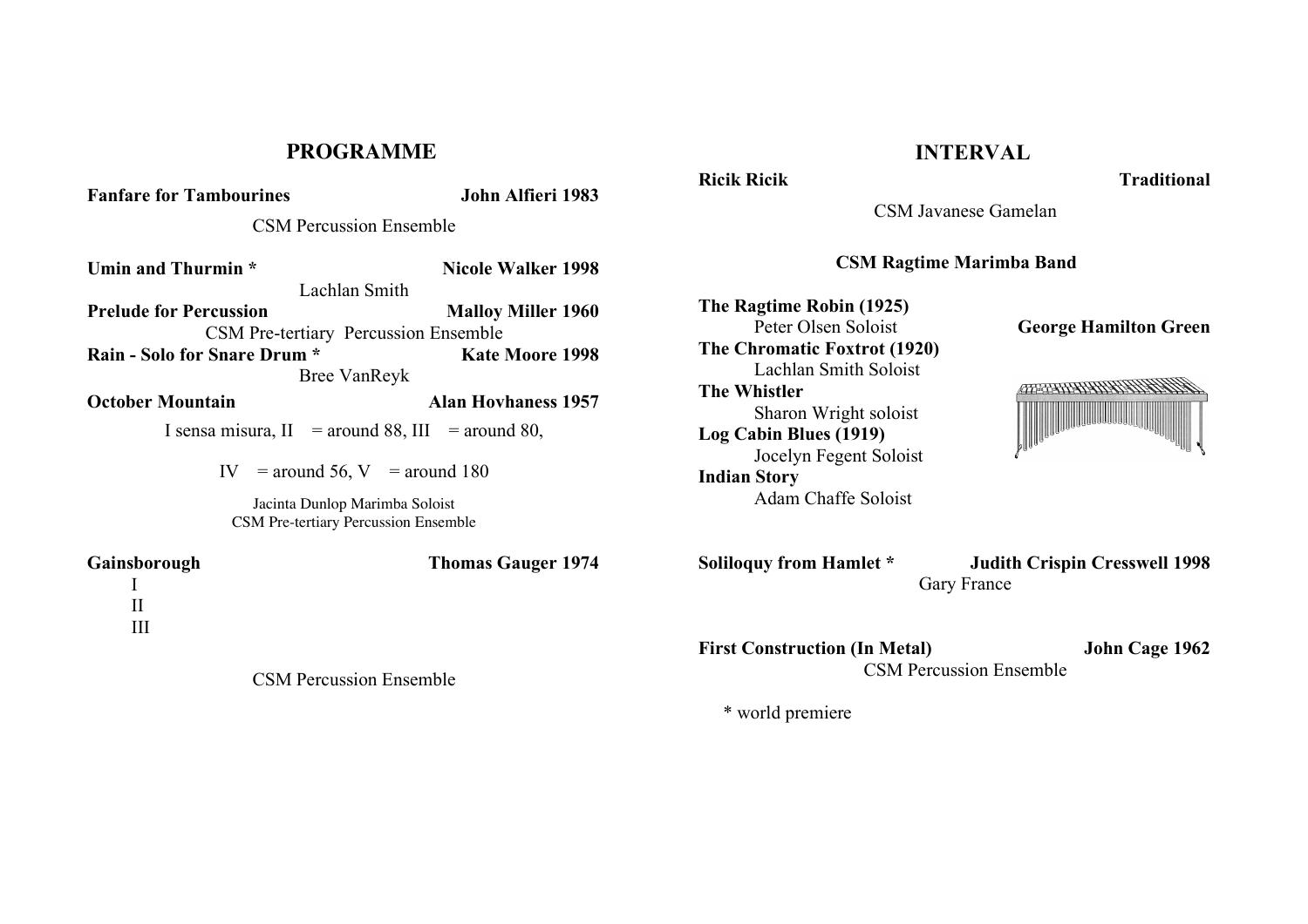## PROGRAMME

**Fanfare for Tambourines** — **John Alfieri 1983**

CSM Percussion Ensemble

**Umin and Thurmin \*** — **Nicole Walker 1998**

Lachlan Smith

**Prelude for Percussion** — **Malloy Miller 1960**

CSM Pre-tertiary Percussion Ensemble

**Rain - Solo for Snare Drum \*** — **Kate Moore 1998**

Bree VanReyk

**October Mountain** — **Alan Hovhaness 1957**

I sensa misura, II = around 88, III = around 80,

IV = around 56, V = around 180

Jacinta Dunlop Marimba Soloist
CSM Pre-tertiary Percussion Ensemble

**Gainsborough** — **Thomas Gauger 1974**

I
II
III

CSM Percussion Ensemble

## INTERVAL

**Ricik Ricik** — **Traditional**

CSM Javanese Gamelan

**CSM Ragtime Marimba Band**

**George Hamilton Green**

**The Ragtime Robin (1925)**
Peter Olsen Soloist

**The Chromatic Foxtrot (1920)**
Lachlan Smith Soloist

**The Whistler**
Sharon Wright soloist

**Log Cabin Blues (1919)**
Jocelyn Fegent Soloist

**Indian Story**
Adam Chaffe Soloist

**Soliloquy from Hamlet \*** — **Judith Crispin Cresswell 1998**

Gary France

**First Construction (In Metal)** — **John Cage 1962**

CSM Percussion Ensemble

\* world premiere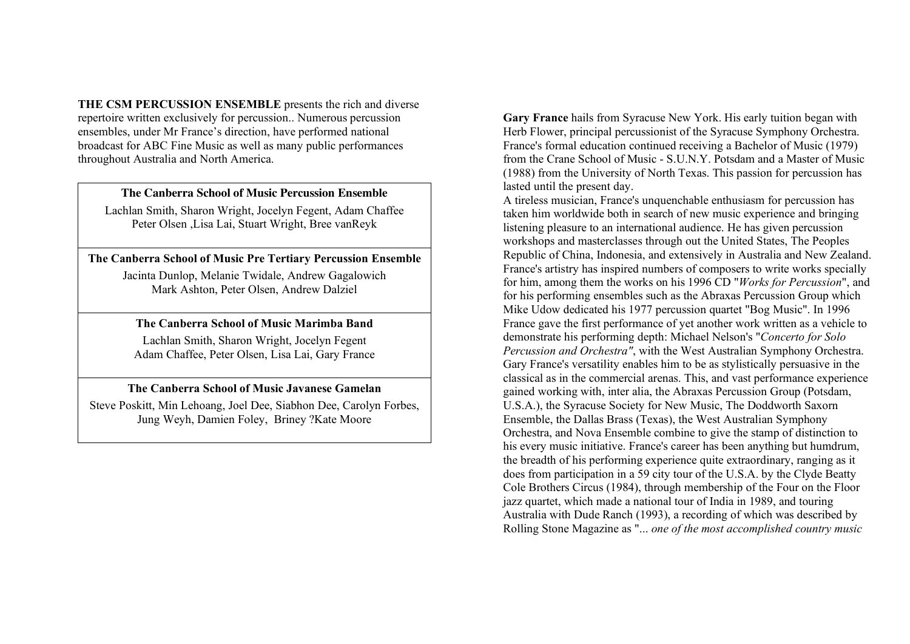**THE CSM PERCUSSION ENSEMBLE** presents the rich and diverse repertoire written exclusively for percussion.. Numerous percussion ensembles, under Mr France's direction, have performed national broadcast for ABC Fine Music as well as many public performances throughout Australia and North America.

| **The Canberra School of Music Percussion Ensemble** |
|---|
| Lachlan Smith, Sharon Wright, Jocelyn Fegent, Adam Chaffee Peter Olsen ,Lisa Lai, Stuart Wright, Bree vanReyk |
| **The Canberra School of Music Pre Tertiary Percussion Ensemble** |
| Jacinta Dunlop, Melanie Twidale, Andrew Gagalowich Mark Ashton, Peter Olsen, Andrew Dalziel |
| **The Canberra School of Music Marimba Band** |
| Lachlan Smith, Sharon Wright, Jocelyn Fegent Adam Chaffee, Peter Olsen, Lisa Lai, Gary France |
| **The Canberra School of Music Javanese Gamelan** |
| Steve Poskitt, Min Lehoang, Joel Dee, Siabhon Dee, Carolyn Forbes, Jung Weyh, Damien Foley, Briney ?Kate Moore |

**Gary France** hails from Syracuse New York. His early tuition began with Herb Flower, principal percussionist of the Syracuse Symphony Orchestra. France's formal education continued receiving a Bachelor of Music (1979) from the Crane School of Music - S.U.N.Y. Potsdam and a Master of Music (1988) from the University of North Texas. This passion for percussion has lasted until the present day.

A tireless musician, France's unquenchable enthusiasm for percussion has taken him worldwide both in search of new music experience and bringing listening pleasure to an international audience. He has given percussion workshops and masterclasses through out the United States, The Peoples Republic of China, Indonesia, and extensively in Australia and New Zealand. France's artistry has inspired numbers of composers to write works specially for him, among them the works on his 1996 CD "*Works for Percussion*", and for his performing ensembles such as the Abraxas Percussion Group which Mike Udow dedicated his 1977 percussion quartet "Bog Music". In 1996 France gave the first performance of yet another work written as a vehicle to demonstrate his performing depth: Michael Nelson's "*Concerto for Solo Percussion and Orchestra"*, with the West Australian Symphony Orchestra. Gary France's versatility enables him to be as stylistically persuasive in the classical as in the commercial arenas. This, and vast performance experience gained working with, inter alia, the Abraxas Percussion Group (Potsdam, U.S.A.), the Syracuse Society for New Music, The Doddworth Saxorn Ensemble, the Dallas Brass (Texas), the West Australian Symphony Orchestra, and Nova Ensemble combine to give the stamp of distinction to his every music initiative. France's career has been anything but humdrum, the breadth of his performing experience quite extraordinary, ranging as it does from participation in a 59 city tour of the U.S.A. by the Clyde Beatty Cole Brothers Circus (1984), through membership of the Four on the Floor jazz quartet, which made a national tour of India in 1989, and touring Australia with Dude Ranch (1993), a recording of which was described by Rolling Stone Magazine as "*... one of the most accomplished country music*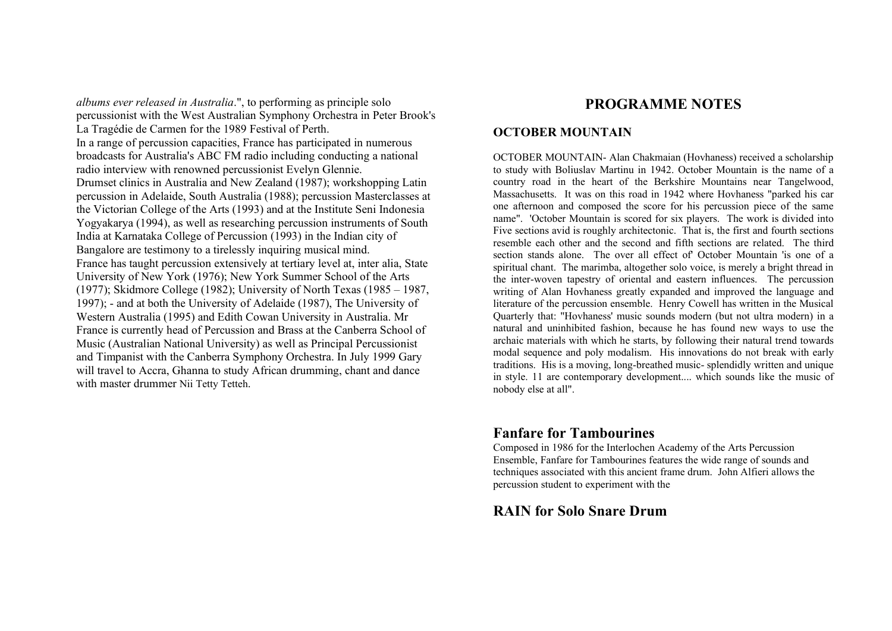*albums ever released in Australia*.", to performing as principle solo percussionist with the West Australian Symphony Orchestra in Peter Brook's La Tragédie de Carmen for the 1989 Festival of Perth.
In a range of percussion capacities, France has participated in numerous broadcasts for Australia's ABC FM radio including conducting a national radio interview with renowned percussionist Evelyn Glennie.
Drumset clinics in Australia and New Zealand (1987); workshopping Latin percussion in Adelaide, South Australia (1988); percussion Masterclasses at the Victorian College of the Arts (1993) and at the Institute Seni Indonesia Yogyakarya (1994), as well as researching percussion instruments of South India at Karnataka College of Percussion (1993) in the Indian city of Bangalore are testimony to a tirelessly inquiring musical mind.
France has taught percussion extensively at tertiary level at, inter alia, State University of New York (1976); New York Summer School of the Arts (1977); Skidmore College (1982); University of North Texas (1985 – 1987, 1997); - and at both the University of Adelaide (1987), The University of Western Australia (1995) and Edith Cowan University in Australia. Mr France is currently head of Percussion and Brass at the Canberra School of Music (Australian National University) as well as Principal Percussionist and Timpanist with the Canberra Symphony Orchestra. In July 1999 Gary will travel to Accra, Ghanna to study African drumming, chant and dance with master drummer Nii Tetty Tetteh.

# PROGRAMME NOTES

## OCTOBER MOUNTAIN

OCTOBER MOUNTAIN- Alan Chakmaian (Hovhaness) received a scholarship to study with Boliuslav Martinu in 1942. October Mountain is the name of a country road in the heart of the Berkshire Mountains near Tangelwood, Massachusetts. It was on this road in 1942 where Hovhaness "parked his car one afternoon and composed the score for his percussion piece of the same name". 'October Mountain is scored for six players. The work is divided into Five sections avid is roughly architectonic. That is, the first and fourth sections resemble each other and the second and fifth sections are related. The third section stands alone. The over all effect of' October Mountain 'is one of a spiritual chant. The marimba, altogether solo voice, is merely a bright thread in the inter-woven tapestry of oriental and eastern influences. The percussion writing of Alan Hovhaness greatly expanded and improved the language and literature of the percussion ensemble. Henry Cowell has written in the Musical Quarterly that: "Hovhaness' music sounds modern (but not ultra modern) in a natural and uninhibited fashion, because he has found new ways to use the archaic materials with which he starts, by following their natural trend towards modal sequence and poly modalism. His innovations do not break with early traditions. His is a moving, long-breathed music- splendidly written and unique in style. 11 are contemporary development.... which sounds like the music of nobody else at all".

## Fanfare for Tambourines

Composed in 1986 for the Interlochen Academy of the Arts Percussion Ensemble, Fanfare for Tambourines features the wide range of sounds and techniques associated with this ancient frame drum. John Alfieri allows the percussion student to experiment with the

## RAIN for Solo Snare Drum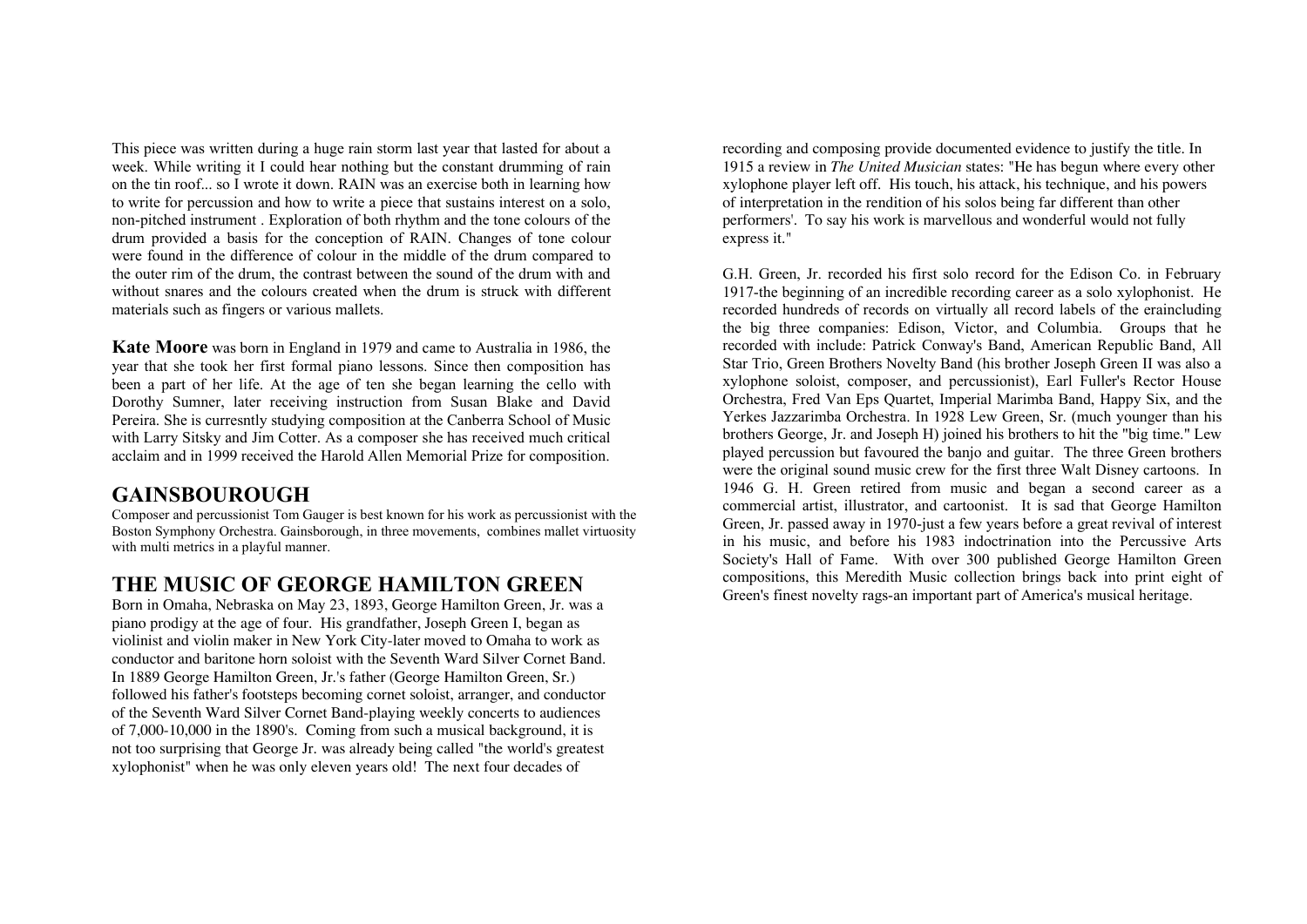This piece was written during a huge rain storm last year that lasted for about a week. While writing it I could hear nothing but the constant drumming of rain on the tin roof... so I wrote it down. RAIN was an exercise both in learning how to write for percussion and how to write a piece that sustains interest on a solo, non-pitched instrument . Exploration of both rhythm and the tone colours of the drum provided a basis for the conception of RAIN. Changes of tone colour were found in the difference of colour in the middle of the drum compared to the outer rim of the drum, the contrast between the sound of the drum with and without snares and the colours created when the drum is struck with different materials such as fingers or various mallets.

**Kate Moore** was born in England in 1979 and came to Australia in 1986, the year that she took her first formal piano lessons. Since then composition has been a part of her life. At the age of ten she began learning the cello with Dorothy Sumner, later receiving instruction from Susan Blake and David Pereira. She is curresntly studying composition at the Canberra School of Music with Larry Sitsky and Jim Cotter. As a composer she has received much critical acclaim and in 1999 received the Harold Allen Memorial Prize for composition.

## GAINSBOUROUGH

Composer and percussionist Tom Gauger is best known for his work as percussionist with the Boston Symphony Orchestra. Gainsborough, in three movements, combines mallet virtuosity with multi metrics in a playful manner.

## THE MUSIC OF GEORGE HAMILTON GREEN

Born in Omaha, Nebraska on May 23, 1893, George Hamilton Green, Jr. was a piano prodigy at the age of four. His grandfather, Joseph Green I, began as violinist and violin maker in New York City-later moved to Omaha to work as conductor and baritone horn soloist with the Seventh Ward Silver Cornet Band. In 1889 George Hamilton Green, Jr.'s father (George Hamilton Green, Sr.) followed his father's footsteps becoming cornet soloist, arranger, and conductor of the Seventh Ward Silver Cornet Band-playing weekly concerts to audiences of 7,000-10,000 in the 1890's. Coming from such a musical background, it is not too surprising that George Jr. was already being called "the world's greatest xylophonist" when he was only eleven years old! The next four decades of recording and composing provide documented evidence to justify the title. In 1915 a review in *The United Musician* states: "He has begun where every other xylophone player left off. His touch, his attack, his technique, and his powers of interpretation in the rendition of his solos being far different than other performers'. To say his work is marvellous and wonderful would not fully express it."

G.H. Green, Jr. recorded his first solo record for the Edison Co. in February 1917-the beginning of an incredible recording career as a solo xylophonist. He recorded hundreds of records on virtually all record labels of the eraincluding the big three companies: Edison, Victor, and Columbia. Groups that he recorded with include: Patrick Conway's Band, American Republic Band, All Star Trio, Green Brothers Novelty Band (his brother Joseph Green II was also a xylophone soloist, composer, and percussionist), Earl Fuller's Rector House Orchestra, Fred Van Eps Quartet, Imperial Marimba Band, Happy Six, and the Yerkes Jazzarimba Orchestra. In 1928 Lew Green, Sr. (much younger than his brothers George, Jr. and Joseph H) joined his brothers to hit the "big time." Lew played percussion but favoured the banjo and guitar. The three Green brothers were the original sound music crew for the first three Walt Disney cartoons. In 1946 G. H. Green retired from music and began a second career as a commercial artist, illustrator, and cartoonist. It is sad that George Hamilton Green, Jr. passed away in 1970-just a few years before a great revival of interest in his music, and before his 1983 indoctrination into the Percussive Arts Society's Hall of Fame. With over 300 published George Hamilton Green compositions, this Meredith Music collection brings back into print eight of Green's finest novelty rags-an important part of America's musical heritage.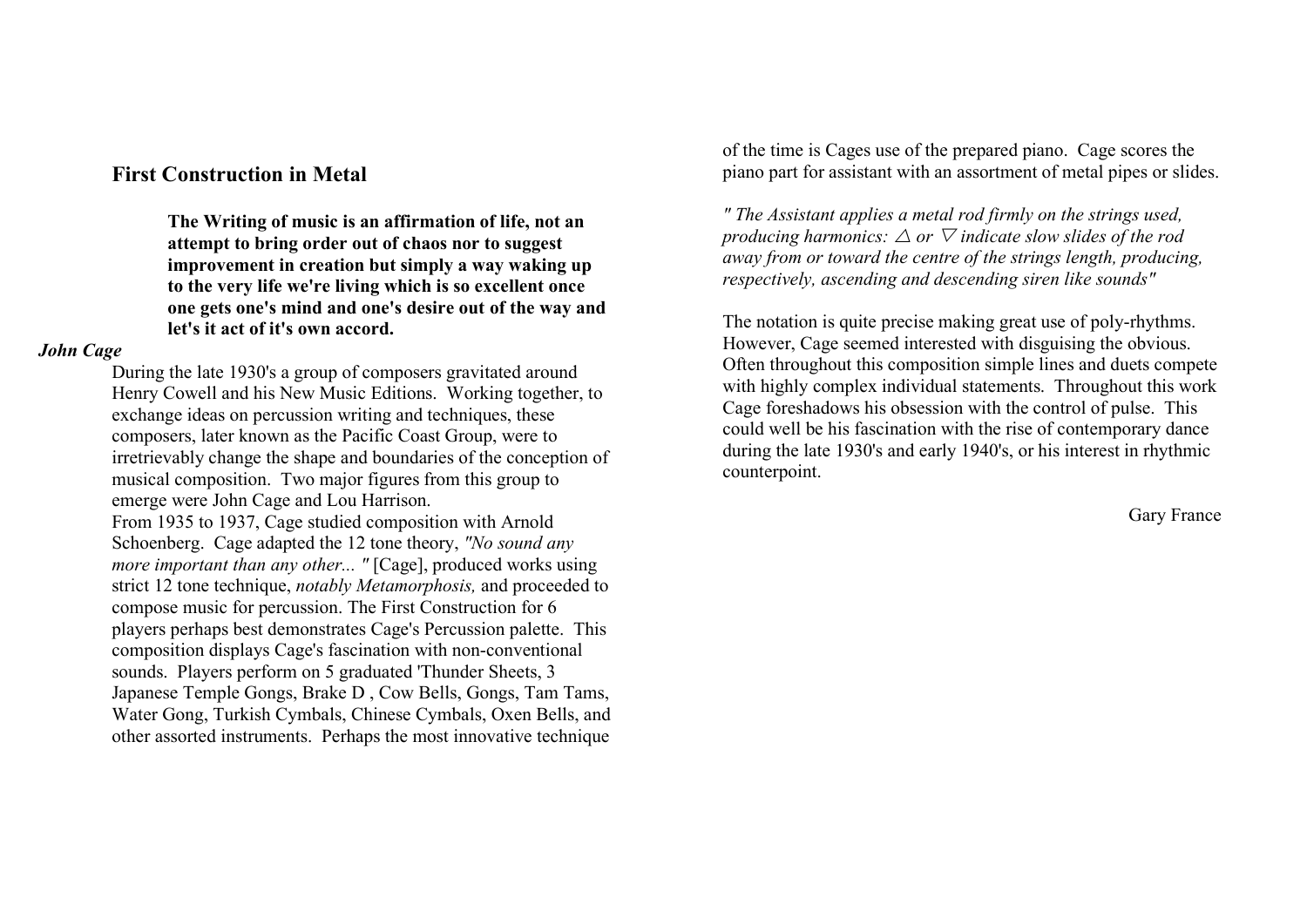## First Construction in Metal

**The Writing of music is an affirmation of life, not an attempt to bring order out of chaos nor to suggest improvement in creation but simply a way waking up to the very life we're living which is so excellent once one gets one's mind and one's desire out of the way and let's it act of it's own accord.**

***John Cage***

During the late 1930's a group of composers gravitated around Henry Cowell and his New Music Editions. Working together, to exchange ideas on percussion writing and techniques, these composers, later known as the Pacific Coast Group, were to irretrievably change the shape and boundaries of the conception of musical composition. Two major figures from this group to emerge were John Cage and Lou Harrison.

From 1935 to 1937, Cage studied composition with Arnold Schoenberg. Cage adapted the 12 tone theory, *"No sound any more important than any other... "* [Cage], produced works using strict 12 tone technique, *notably Metamorphosis,* and proceeded to compose music for percussion. The First Construction for 6 players perhaps best demonstrates Cage's Percussion palette. This composition displays Cage's fascination with non-conventional sounds. Players perform on 5 graduated 'Thunder Sheets, 3 Japanese Temple Gongs, Brake D , Cow Bells, Gongs, Tam Tams, Water Gong, Turkish Cymbals, Chinese Cymbals, Oxen Bells, and other assorted instruments. Perhaps the most innovative technique of the time is Cages use of the prepared piano. Cage scores the piano part for assistant with an assortment of metal pipes or slides.

*" The Assistant applies a metal rod firmly on the strings used, producing harmonics: △ or ▽ indicate slow slides of the rod away from or toward the centre of the strings length, producing, respectively, ascending and descending siren like sounds"*

The notation is quite precise making great use of poly-rhythms. However, Cage seemed interested with disguising the obvious. Often throughout this composition simple lines and duets compete with highly complex individual statements. Throughout this work Cage foreshadows his obsession with the control of pulse. This could well be his fascination with the rise of contemporary dance during the late 1930's and early 1940's, or his interest in rhythmic counterpoint.

Gary France